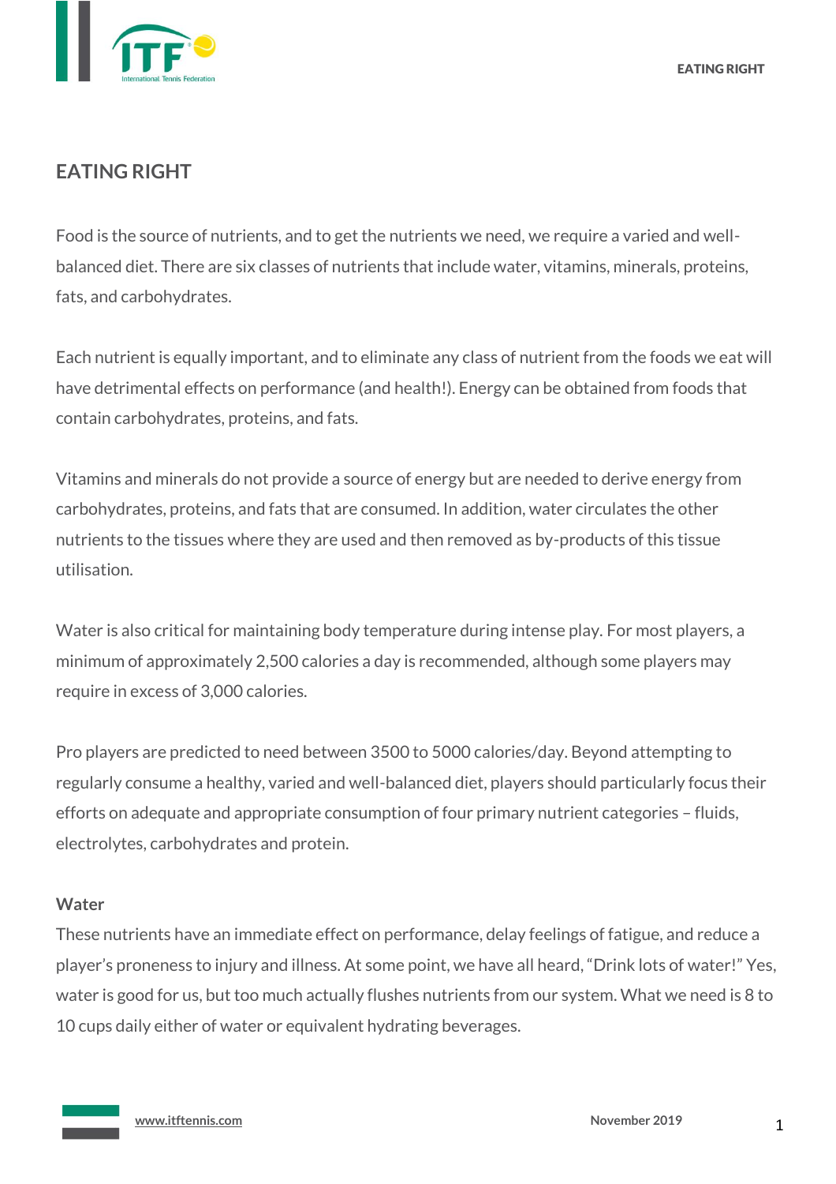# EATING RIGHT

Food is the source of nutrients, and to get the nutrients we need, we require a varied and well-balanced diet. There are six classes of nutrients that include water, vitamins, minerals, proteins, fats, and carbohydrates.

Each nutrient is equally important, and to eliminate any class of nutrient from the foods we eat will have detrimental effects on performance (and health!). Energy can be obtained from foods that contain carbohydrates, proteins, and fats.

Vitamins and minerals do not provide a source of energy but are needed to derive energy from carbohydrates, proteins, and fats that are consumed. In addition, water circulates the other nutrients to the tissues where they are used and then removed as by-products of this tissue utilisation.

Water is also critical for maintaining body temperature during intense play. For most players, a minimum of approximately 2,500 calories a day is recommended, although some players may require in excess of 3,000 calories.

Pro players are predicted to need between 3500 to 5000 calories/day. Beyond attempting to regularly consume a healthy, varied and well-balanced diet, players should particularly focus their efforts on adequate and appropriate consumption of four primary nutrient categories – fluids, electrolytes, carbohydrates and protein.

**Water**

These nutrients have an immediate effect on performance, delay feelings of fatigue, and reduce a player's proneness to injury and illness. At some point, we have all heard, "Drink lots of water!" Yes, water is good for us, but too much actually flushes nutrients from our system. What we need is 8 to 10 cups daily either of water or equivalent hydrating beverages.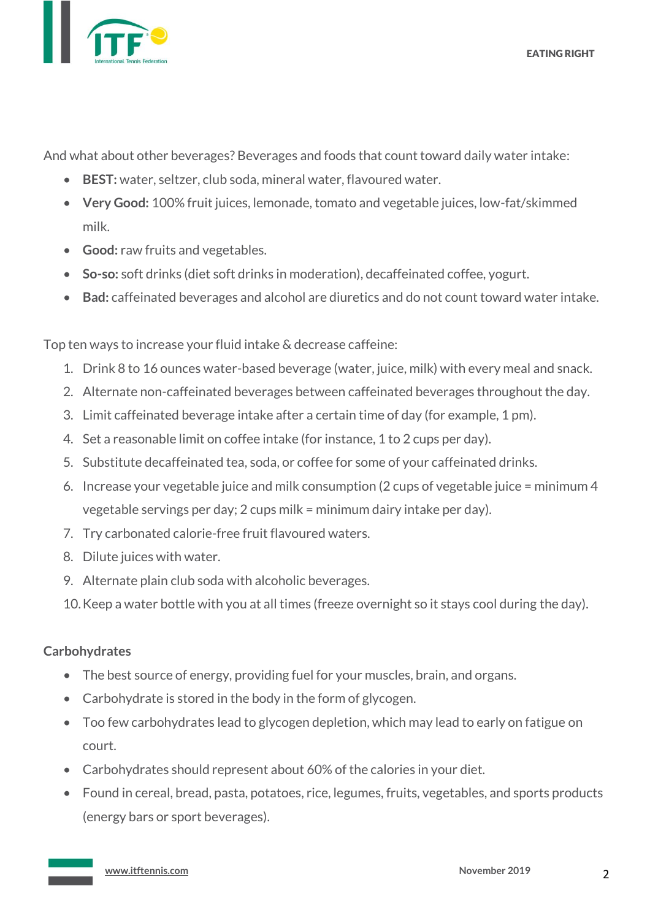And what about other beverages? Beverages and foods that count toward daily water intake:

- **BEST:** water, seltzer, club soda, mineral water, flavoured water.
- **Very Good:** 100% fruit juices, lemonade, tomato and vegetable juices, low-fat/skimmed milk.
- **Good:** raw fruits and vegetables.
- **So-so:** soft drinks (diet soft drinks in moderation), decaffeinated coffee, yogurt.
- **Bad:** caffeinated beverages and alcohol are diuretics and do not count toward water intake.

Top ten ways to increase your fluid intake & decrease caffeine:

1. Drink 8 to 16 ounces water-based beverage (water, juice, milk) with every meal and snack.
2. Alternate non-caffeinated beverages between caffeinated beverages throughout the day.
3. Limit caffeinated beverage intake after a certain time of day (for example, 1 pm).
4. Set a reasonable limit on coffee intake (for instance, 1 to 2 cups per day).
5. Substitute decaffeinated tea, soda, or coffee for some of your caffeinated drinks.
6. Increase your vegetable juice and milk consumption (2 cups of vegetable juice = minimum 4 vegetable servings per day; 2 cups milk = minimum dairy intake per day).
7. Try carbonated calorie-free fruit flavoured waters.
8. Dilute juices with water.
9. Alternate plain club soda with alcoholic beverages.
10. Keep a water bottle with you at all times (freeze overnight so it stays cool during the day).

**Carbohydrates**

- The best source of energy, providing fuel for your muscles, brain, and organs.
- Carbohydrate is stored in the body in the form of glycogen.
- Too few carbohydrates lead to glycogen depletion, which may lead to early on fatigue on court.
- Carbohydrates should represent about 60% of the calories in your diet.
- Found in cereal, bread, pasta, potatoes, rice, legumes, fruits, vegetables, and sports products (energy bars or sport beverages).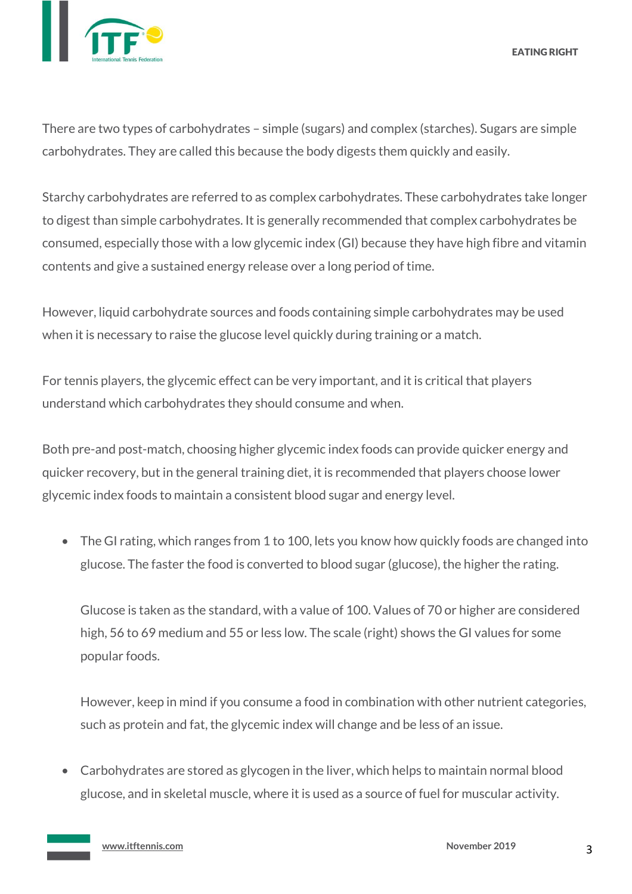There are two types of carbohydrates – simple (sugars) and complex (starches). Sugars are simple carbohydrates. They are called this because the body digests them quickly and easily.

Starchy carbohydrates are referred to as complex carbohydrates. These carbohydrates take longer to digest than simple carbohydrates. It is generally recommended that complex carbohydrates be consumed, especially those with a low glycemic index (GI) because they have high fibre and vitamin contents and give a sustained energy release over a long period of time.

However, liquid carbohydrate sources and foods containing simple carbohydrates may be used when it is necessary to raise the glucose level quickly during training or a match.

For tennis players, the glycemic effect can be very important, and it is critical that players understand which carbohydrates they should consume and when.

Both pre-and post-match, choosing higher glycemic index foods can provide quicker energy and quicker recovery, but in the general training diet, it is recommended that players choose lower glycemic index foods to maintain a consistent blood sugar and energy level.

- The GI rating, which ranges from 1 to 100, lets you know how quickly foods are changed into glucose. The faster the food is converted to blood sugar (glucose), the higher the rating.

  Glucose is taken as the standard, with a value of 100. Values of 70 or higher are considered high, 56 to 69 medium and 55 or less low. The scale (right) shows the GI values for some popular foods.

  However, keep in mind if you consume a food in combination with other nutrient categories, such as protein and fat, the glycemic index will change and be less of an issue.

- Carbohydrates are stored as glycogen in the liver, which helps to maintain normal blood glucose, and in skeletal muscle, where it is used as a source of fuel for muscular activity.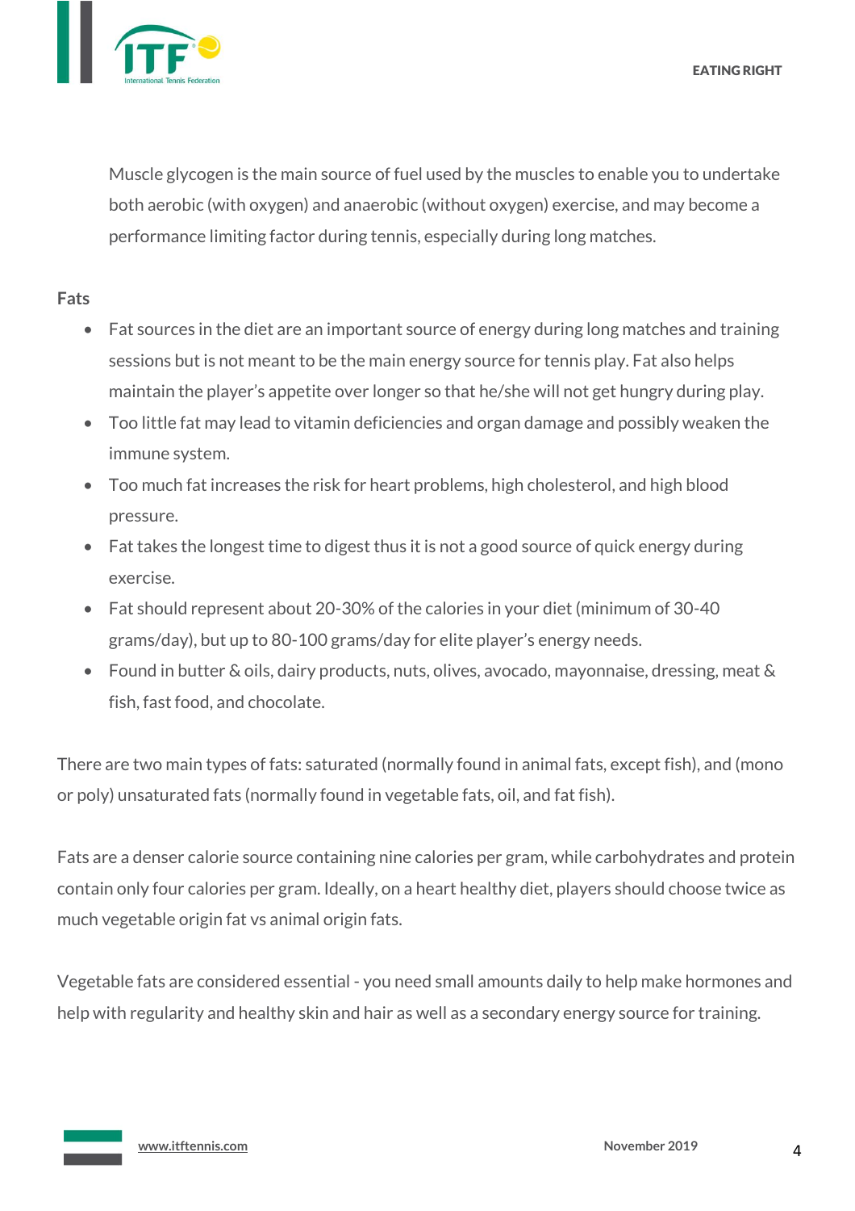Muscle glycogen is the main source of fuel used by the muscles to enable you to undertake both aerobic (with oxygen) and anaerobic (without oxygen) exercise, and may become a performance limiting factor during tennis, especially during long matches.

**Fats**

- Fat sources in the diet are an important source of energy during long matches and training sessions but is not meant to be the main energy source for tennis play. Fat also helps maintain the player's appetite over longer so that he/she will not get hungry during play.
- Too little fat may lead to vitamin deficiencies and organ damage and possibly weaken the immune system.
- Too much fat increases the risk for heart problems, high cholesterol, and high blood pressure.
- Fat takes the longest time to digest thus it is not a good source of quick energy during exercise.
- Fat should represent about 20-30% of the calories in your diet (minimum of 30-40 grams/day), but up to 80-100 grams/day for elite player's energy needs.
- Found in butter & oils, dairy products, nuts, olives, avocado, mayonnaise, dressing, meat & fish, fast food, and chocolate.

There are two main types of fats: saturated (normally found in animal fats, except fish), and (mono or poly) unsaturated fats (normally found in vegetable fats, oil, and fat fish).

Fats are a denser calorie source containing nine calories per gram, while carbohydrates and protein contain only four calories per gram. Ideally, on a heart healthy diet, players should choose twice as much vegetable origin fat vs animal origin fats.

Vegetable fats are considered essential - you need small amounts daily to help make hormones and help with regularity and healthy skin and hair as well as a secondary energy source for training.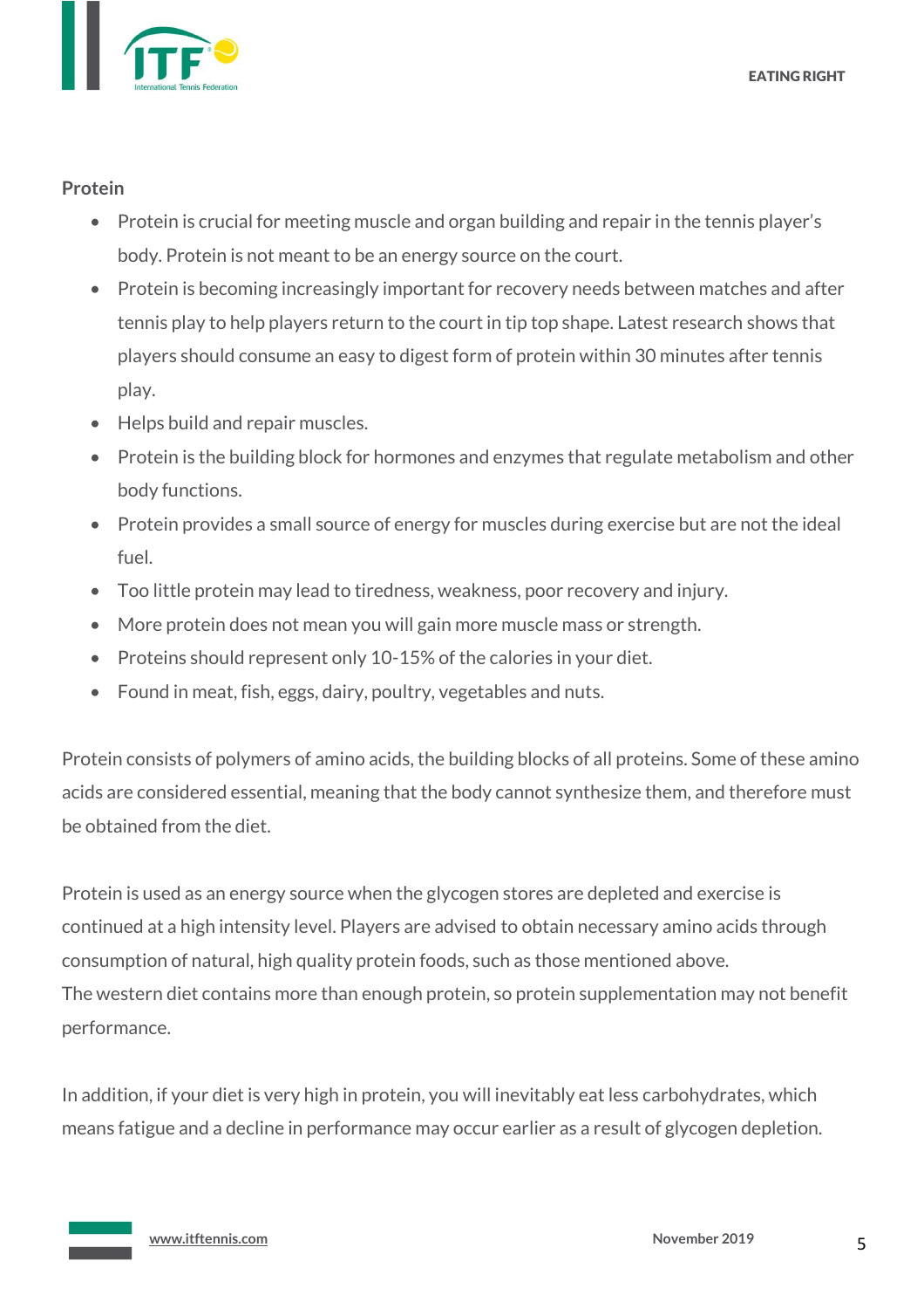## Protein

- Protein is crucial for meeting muscle and organ building and repair in the tennis player's body. Protein is not meant to be an energy source on the court.
- Protein is becoming increasingly important for recovery needs between matches and after tennis play to help players return to the court in tip top shape. Latest research shows that players should consume an easy to digest form of protein within 30 minutes after tennis play.
- Helps build and repair muscles.
- Protein is the building block for hormones and enzymes that regulate metabolism and other body functions.
- Protein provides a small source of energy for muscles during exercise but are not the ideal fuel.
- Too little protein may lead to tiredness, weakness, poor recovery and injury.
- More protein does not mean you will gain more muscle mass or strength.
- Proteins should represent only 10-15% of the calories in your diet.
- Found in meat, fish, eggs, dairy, poultry, vegetables and nuts.

Protein consists of polymers of amino acids, the building blocks of all proteins. Some of these amino acids are considered essential, meaning that the body cannot synthesize them, and therefore must be obtained from the diet.

Protein is used as an energy source when the glycogen stores are depleted and exercise is continued at a high intensity level. Players are advised to obtain necessary amino acids through consumption of natural, high quality protein foods, such as those mentioned above.
The western diet contains more than enough protein, so protein supplementation may not benefit performance.

In addition, if your diet is very high in protein, you will inevitably eat less carbohydrates, which means fatigue and a decline in performance may occur earlier as a result of glycogen depletion.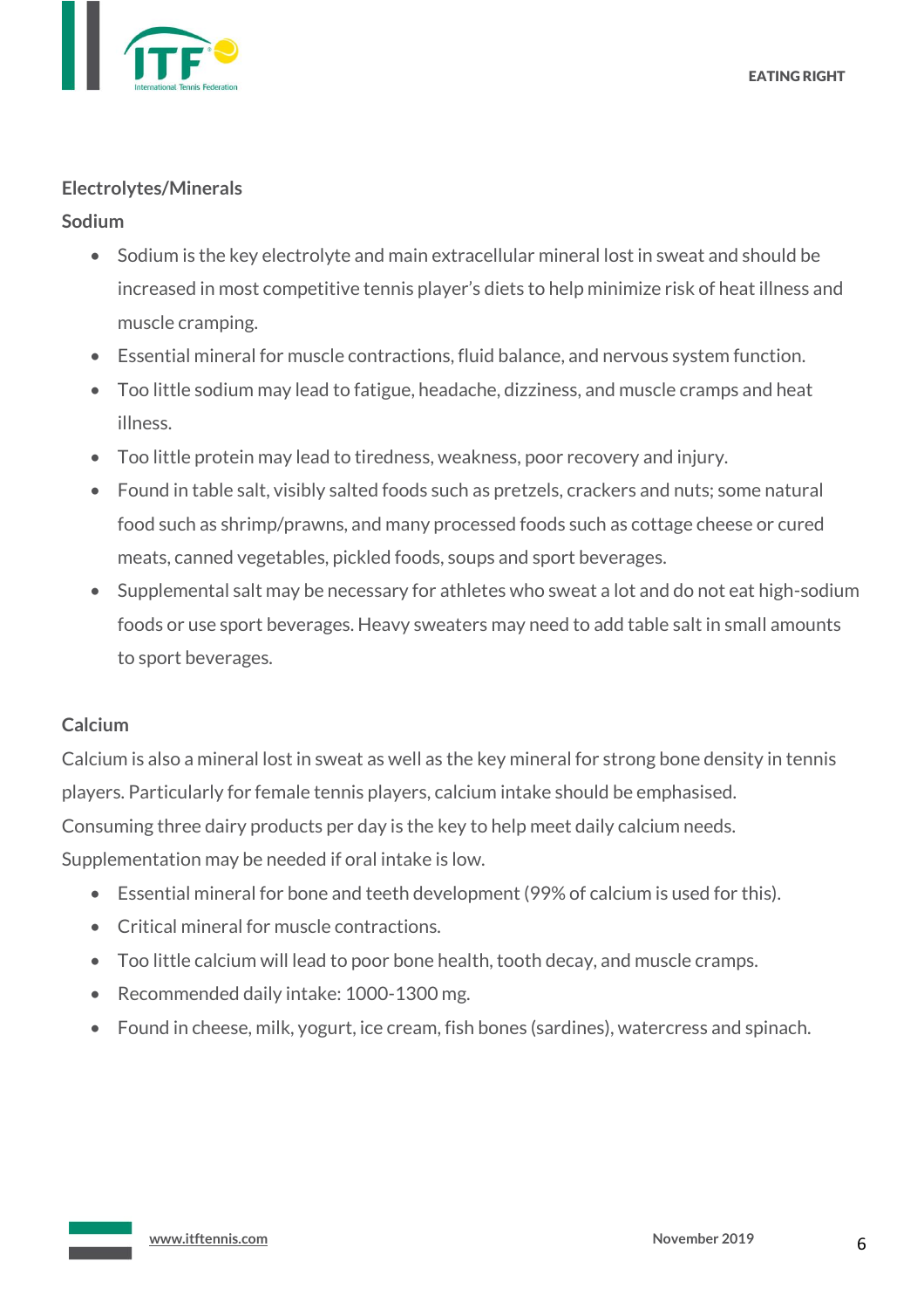## Electrolytes/Minerals

### Sodium

- Sodium is the key electrolyte and main extracellular mineral lost in sweat and should be increased in most competitive tennis player's diets to help minimize risk of heat illness and muscle cramping.
- Essential mineral for muscle contractions, fluid balance, and nervous system function.
- Too little sodium may lead to fatigue, headache, dizziness, and muscle cramps and heat illness.
- Too little protein may lead to tiredness, weakness, poor recovery and injury.
- Found in table salt, visibly salted foods such as pretzels, crackers and nuts; some natural food such as shrimp/prawns, and many processed foods such as cottage cheese or cured meats, canned vegetables, pickled foods, soups and sport beverages.
- Supplemental salt may be necessary for athletes who sweat a lot and do not eat high-sodium foods or use sport beverages. Heavy sweaters may need to add table salt in small amounts to sport beverages.

### Calcium

Calcium is also a mineral lost in sweat as well as the key mineral for strong bone density in tennis players. Particularly for female tennis players, calcium intake should be emphasised. Consuming three dairy products per day is the key to help meet daily calcium needs. Supplementation may be needed if oral intake is low.

- Essential mineral for bone and teeth development (99% of calcium is used for this).
- Critical mineral for muscle contractions.
- Too little calcium will lead to poor bone health, tooth decay, and muscle cramps.
- Recommended daily intake: 1000-1300 mg.
- Found in cheese, milk, yogurt, ice cream, fish bones (sardines), watercress and spinach.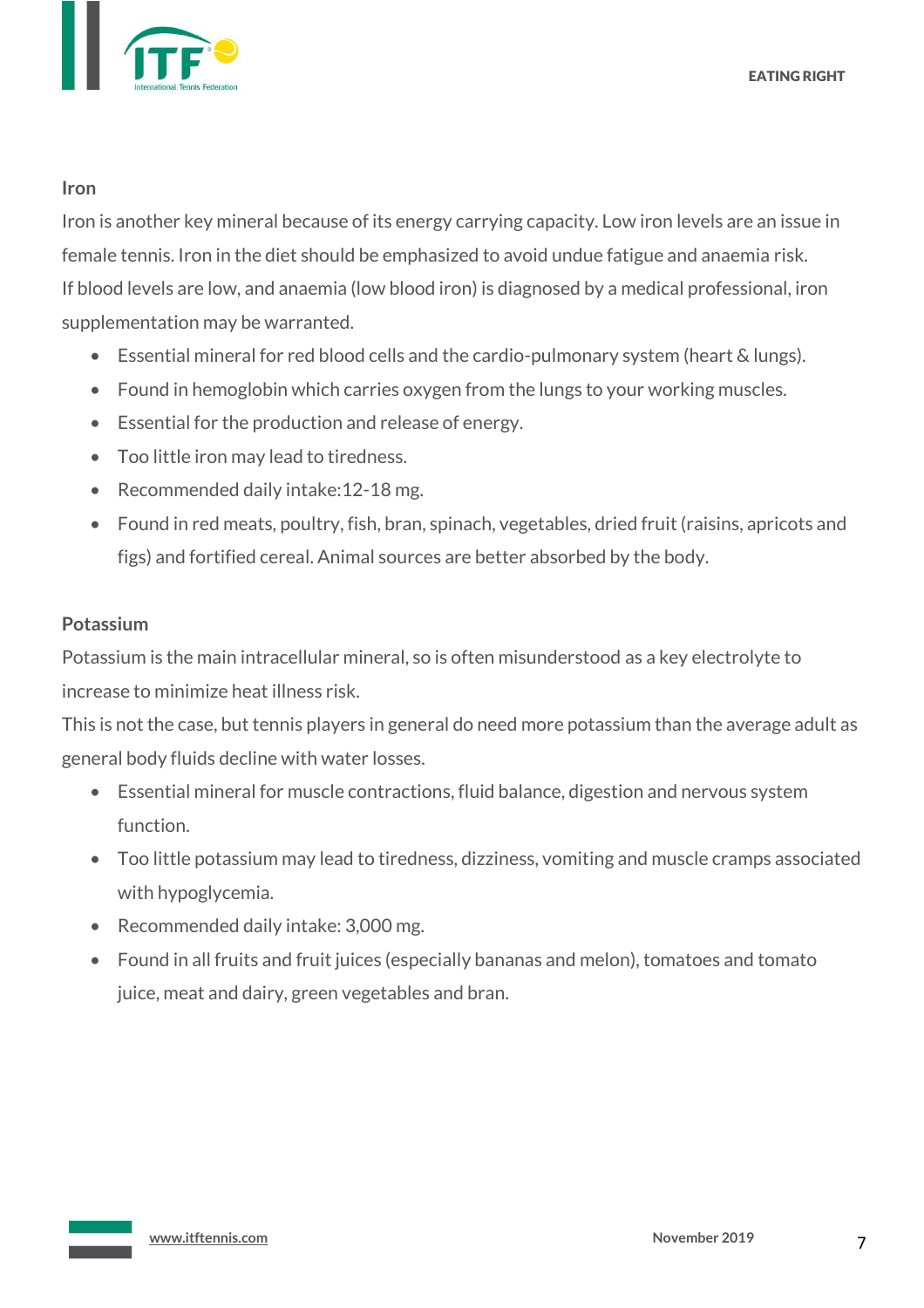## Iron

Iron is another key mineral because of its energy carrying capacity. Low iron levels are an issue in female tennis. Iron in the diet should be emphasized to avoid undue fatigue and anaemia risk. If blood levels are low, and anaemia (low blood iron) is diagnosed by a medical professional, iron supplementation may be warranted.

- Essential mineral for red blood cells and the cardio-pulmonary system (heart & lungs).
- Found in hemoglobin which carries oxygen from the lungs to your working muscles.
- Essential for the production and release of energy.
- Too little iron may lead to tiredness.
- Recommended daily intake:12-18 mg.
- Found in red meats, poultry, fish, bran, spinach, vegetables, dried fruit (raisins, apricots and figs) and fortified cereal. Animal sources are better absorbed by the body.

## Potassium

Potassium is the main intracellular mineral, so is often misunderstood as a key electrolyte to increase to minimize heat illness risk.
This is not the case, but tennis players in general do need more potassium than the average adult as general body fluids decline with water losses.

- Essential mineral for muscle contractions, fluid balance, digestion and nervous system function.
- Too little potassium may lead to tiredness, dizziness, vomiting and muscle cramps associated with hypoglycemia.
- Recommended daily intake: 3,000 mg.
- Found in all fruits and fruit juices (especially bananas and melon), tomatoes and tomato juice, meat and dairy, green vegetables and bran.